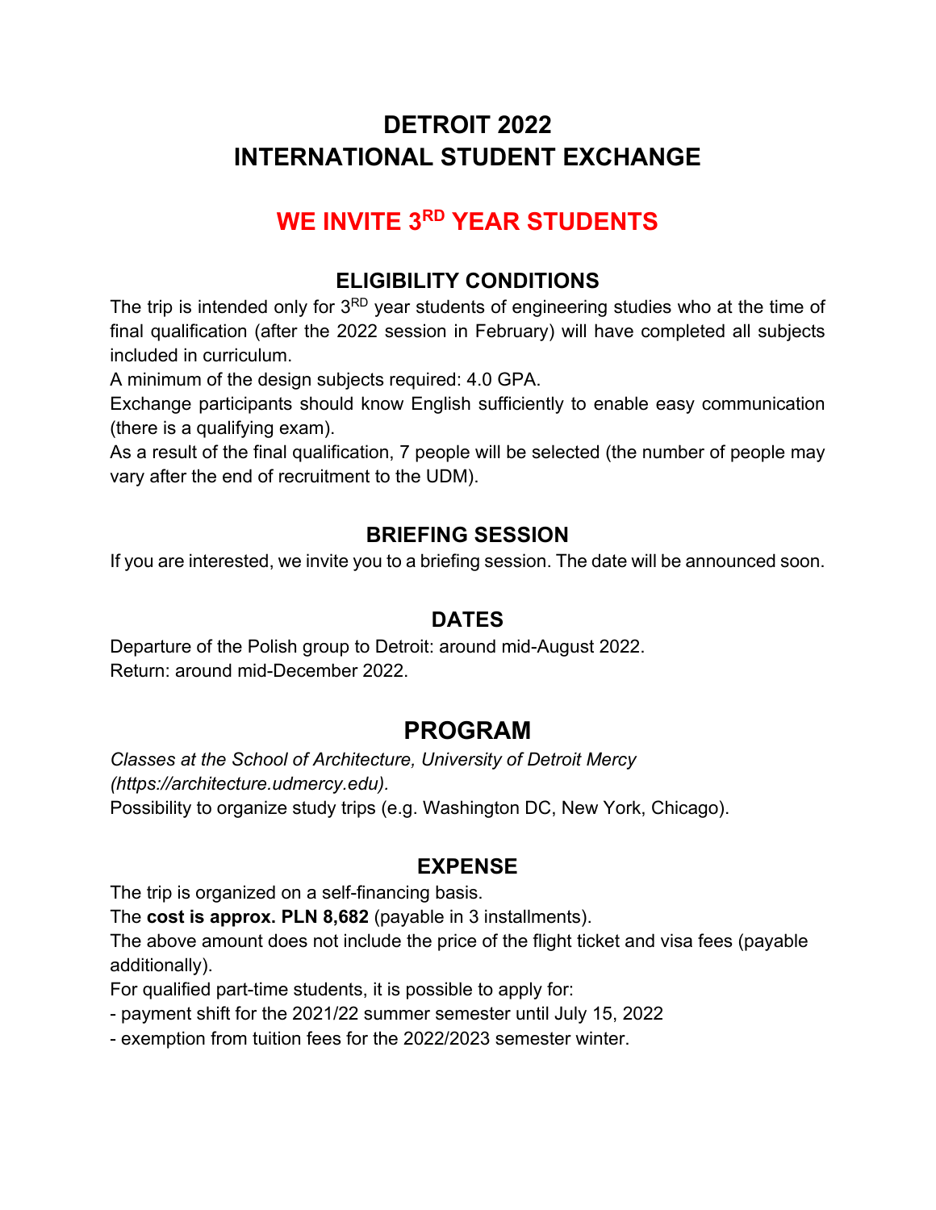# DETROIT 2022
# INTERNATIONAL STUDENT EXCHANGE

## WE INVITE 3RD YEAR STUDENTS

### ELIGIBILITY CONDITIONS

The trip is intended only for 3RD year students of engineering studies who at the time of final qualification (after the 2022 session in February) will have completed all subjects included in curriculum.

A minimum of the design subjects required: 4.0 GPA.

Exchange participants should know English sufficiently to enable easy communication (there is a qualifying exam).

As a result of the final qualification, 7 people will be selected (the number of people may vary after the end of recruitment to the UDM).

### BRIEFING SESSION

If you are interested, we invite you to a briefing session. The date will be announced soon.

### DATES

Departure of the Polish group to Detroit: around mid-August 2022.
Return: around mid-December 2022.

## PROGRAM

*Classes at the School of Architecture, University of Detroit Mercy (https://architecture.udmercy.edu).*

Possibility to organize study trips (e.g. Washington DC, New York, Chicago).

### EXPENSE

The trip is organized on a self-financing basis.

The **cost is approx. PLN 8,682** (payable in 3 installments).

The above amount does not include the price of the flight ticket and visa fees (payable additionally).

For qualified part-time students, it is possible to apply for:

- payment shift for the 2021/22 summer semester until July 15, 2022
- exemption from tuition fees for the 2022/2023 semester winter.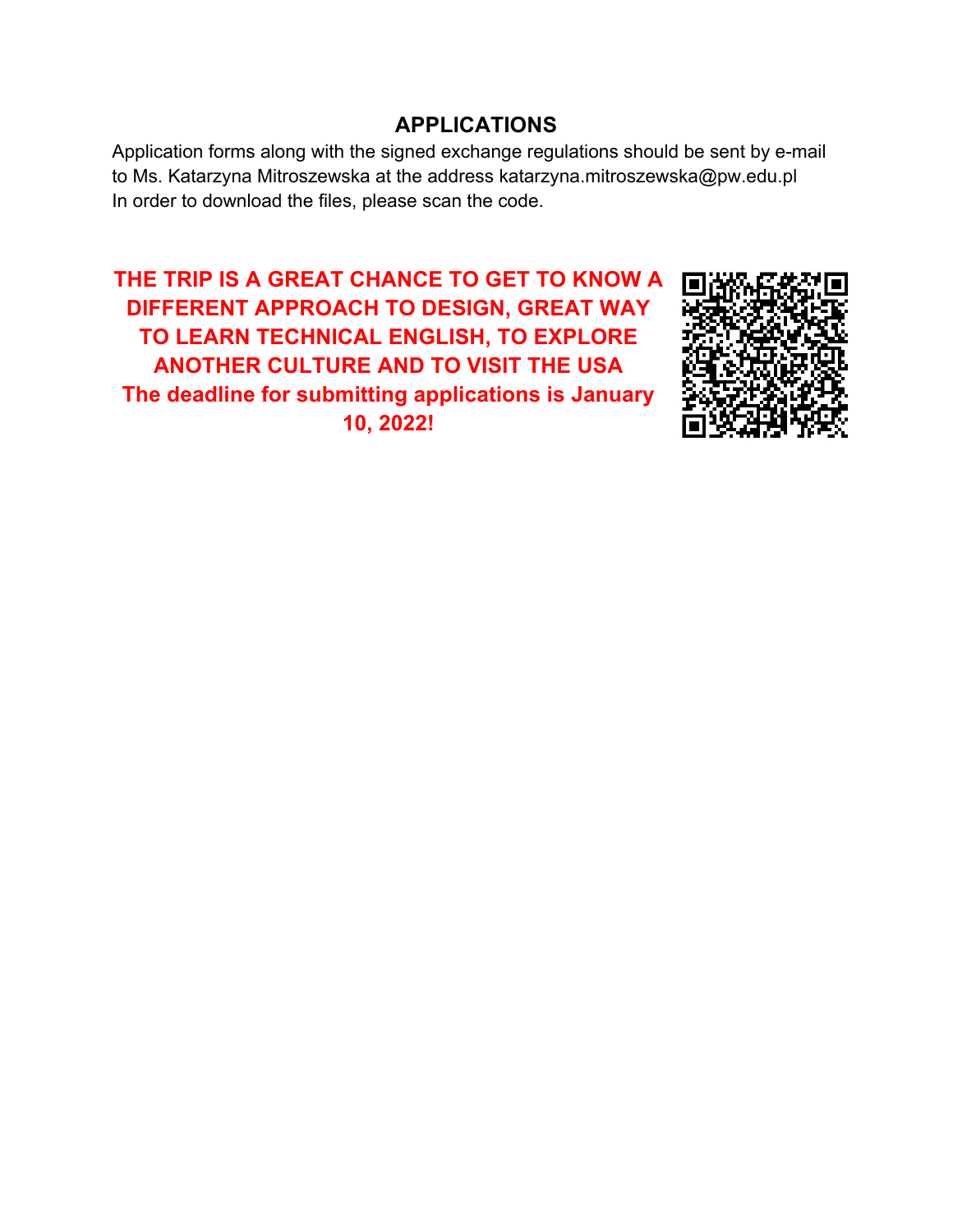## APPLICATIONS

Application forms along with the signed exchange regulations should be sent by e-mail to Ms. Katarzyna Mitroszewska at the address katarzyna.mitroszewska@pw.edu.pl
In order to download the files, please scan the code.

**THE TRIP IS A GREAT CHANCE TO GET TO KNOW A DIFFERENT APPROACH TO DESIGN, GREAT WAY TO LEARN TECHNICAL ENGLISH, TO EXPLORE ANOTHER CULTURE AND TO VISIT THE USA**
**The deadline for submitting applications is January 10, 2022!**